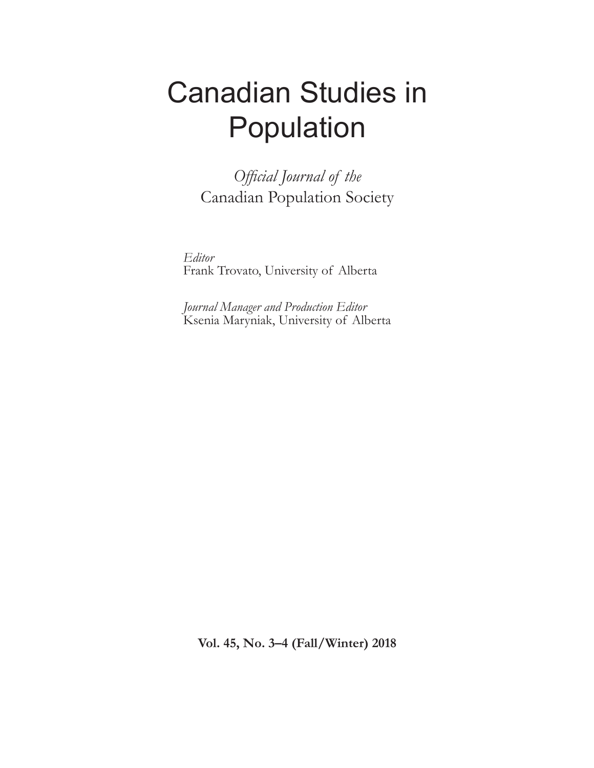# Canadian Studies in Population

*Official Journal of the*
Canadian Population Society

*Editor*
Frank Trovato, University of Alberta

*Journal Manager and Production Editor*
Ksenia Maryniak, University of Alberta

**Vol. 45, No. 3–4 (Fall/Winter) 2018**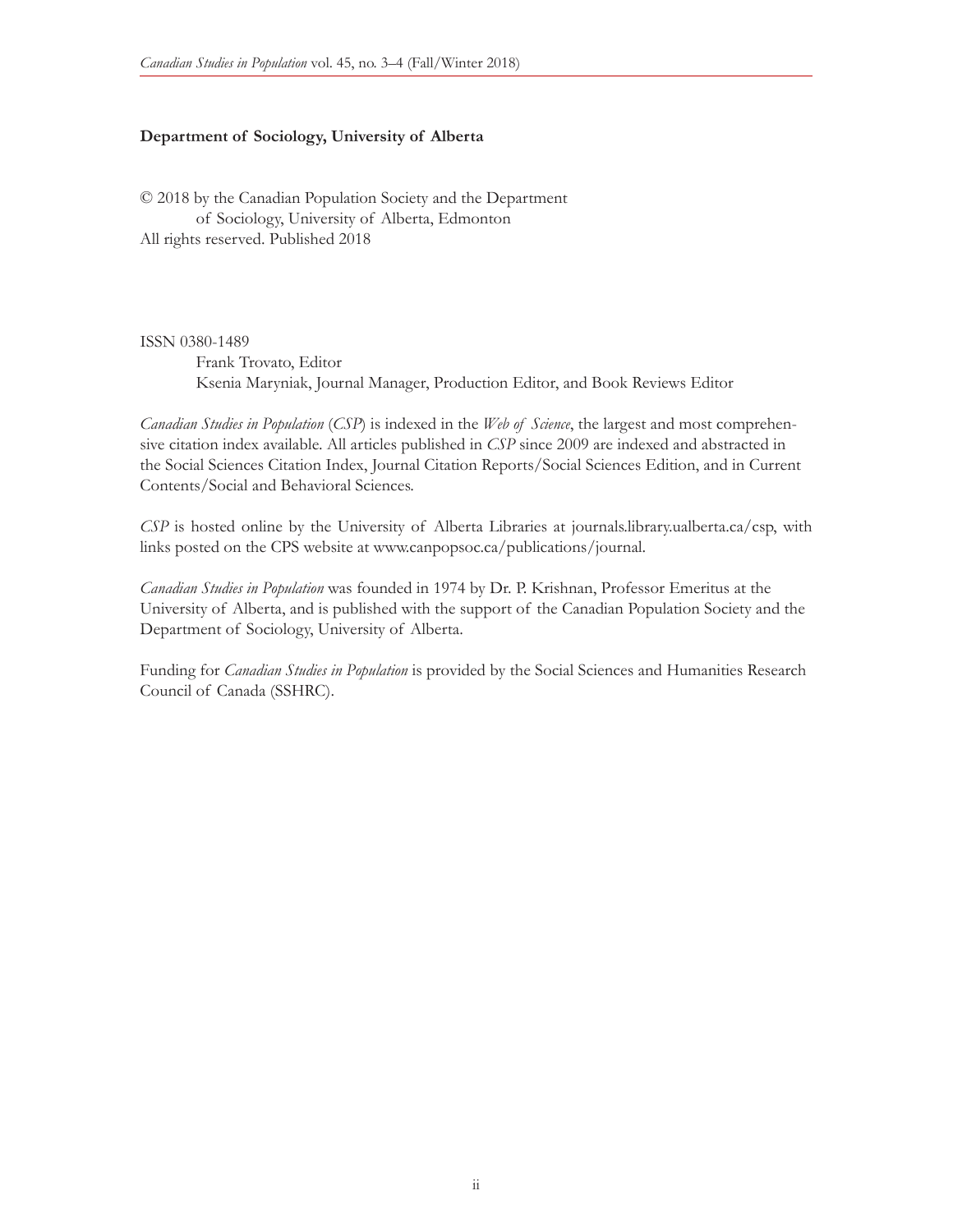**Department of Sociology, University of Alberta**

© 2018 by the Canadian Population Society and the Department of Sociology, University of Alberta, Edmonton
All rights reserved. Published 2018

ISSN 0380-1489
Frank Trovato, Editor
Ksenia Maryniak, Journal Manager, Production Editor, and Book Reviews Editor

*Canadian Studies in Population* (*CSP*) is indexed in the *Web of Science*, the largest and most comprehensive citation index available. All articles published in *CSP* since 2009 are indexed and abstracted in the Social Sciences Citation Index, Journal Citation Reports/Social Sciences Edition, and in Current Contents/Social and Behavioral Sciences.

*CSP* is hosted online by the University of Alberta Libraries at journals.library.ualberta.ca/csp, with links posted on the CPS website at www.canpopsoc.ca/publications/journal.

*Canadian Studies in Population* was founded in 1974 by Dr. P. Krishnan, Professor Emeritus at the University of Alberta, and is published with the support of the Canadian Population Society and the Department of Sociology, University of Alberta.

Funding for *Canadian Studies in Population* is provided by the Social Sciences and Humanities Research Council of Canada (SSHRC).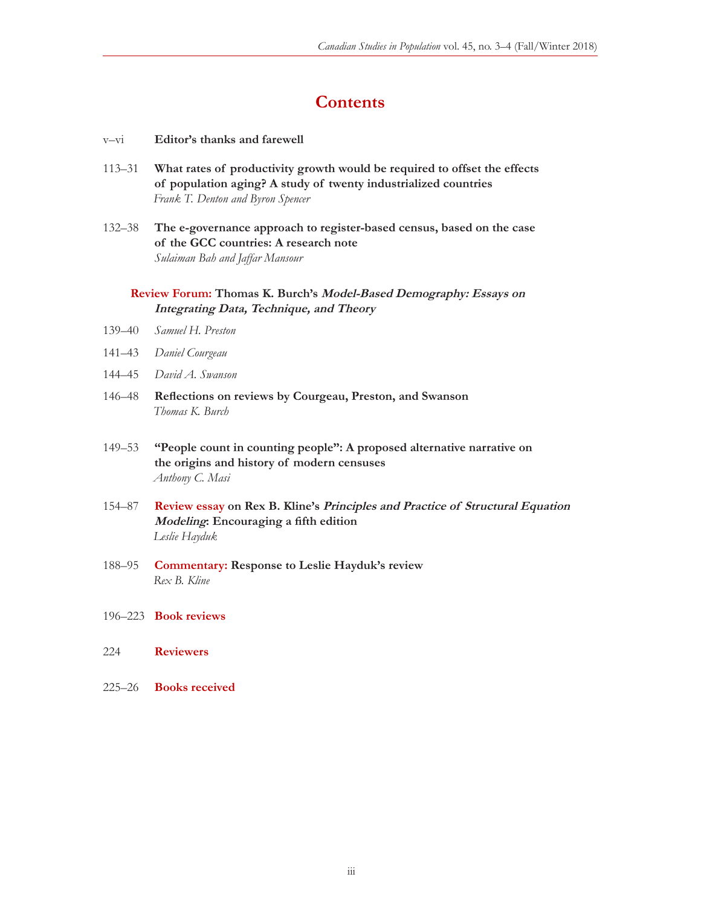# Contents

v–vi **Editor's thanks and farewell**

113–31 **What rates of productivity growth would be required to offset the effects of population aging? A study of twenty industrialized countries**
*Frank T. Denton and Byron Spencer*

132–38 **The e-governance approach to register-based census, based on the case of the GCC countries: A research note**
*Sulaiman Bah and Jaffar Mansour*

**Review Forum: Thomas K. Burch's *Model-Based Demography: Essays on Integrating Data, Technique, and Theory***

139–40 *Samuel H. Preston*

141–43 *Daniel Courgeau*

144–45 *David A. Swanson*

146–48 **Reflections on reviews by Courgeau, Preston, and Swanson**
*Thomas K. Burch*

149–53 **"People count in counting people": A proposed alternative narrative on the origins and history of modern censuses**
*Anthony C. Masi*

154–87 **Review essay on Rex B. Kline's *Principles and Practice of Structural Equation Modeling*: Encouraging a fifth edition**
*Leslie Hayduk*

188–95 **Commentary: Response to Leslie Hayduk's review**
*Rex B. Kline*

196–223 **Book reviews**

224 **Reviewers**

225–26 **Books received**